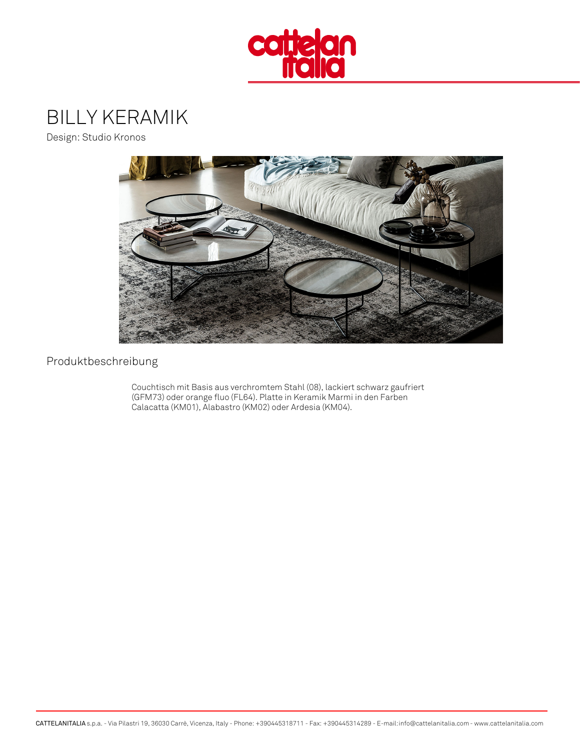# BILLY KERAMIK

Design: Studio Kronos

## Produktbeschreibung

Couchtisch mit Basis aus verchromtem Stahl (08), lackiert schwarz gaufriert (GFM73) oder orange fluo (FL64). Platte in Keramik Marmi in den Farben Calacatta (KM01), Alabastro (KM02) oder Ardesia (KM04).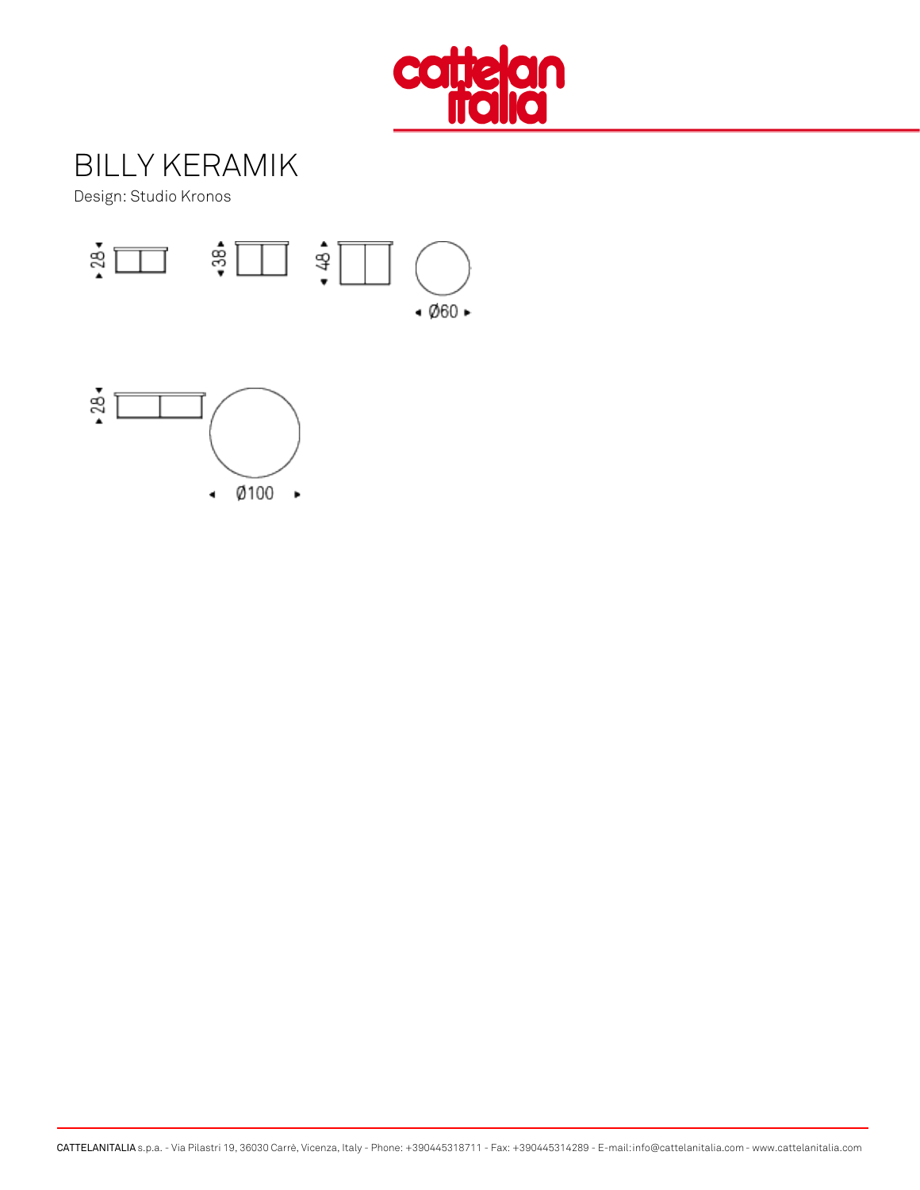# BILLY KERAMIK

Design: Studio Kronos

28 38 48

Ø60

28

Ø100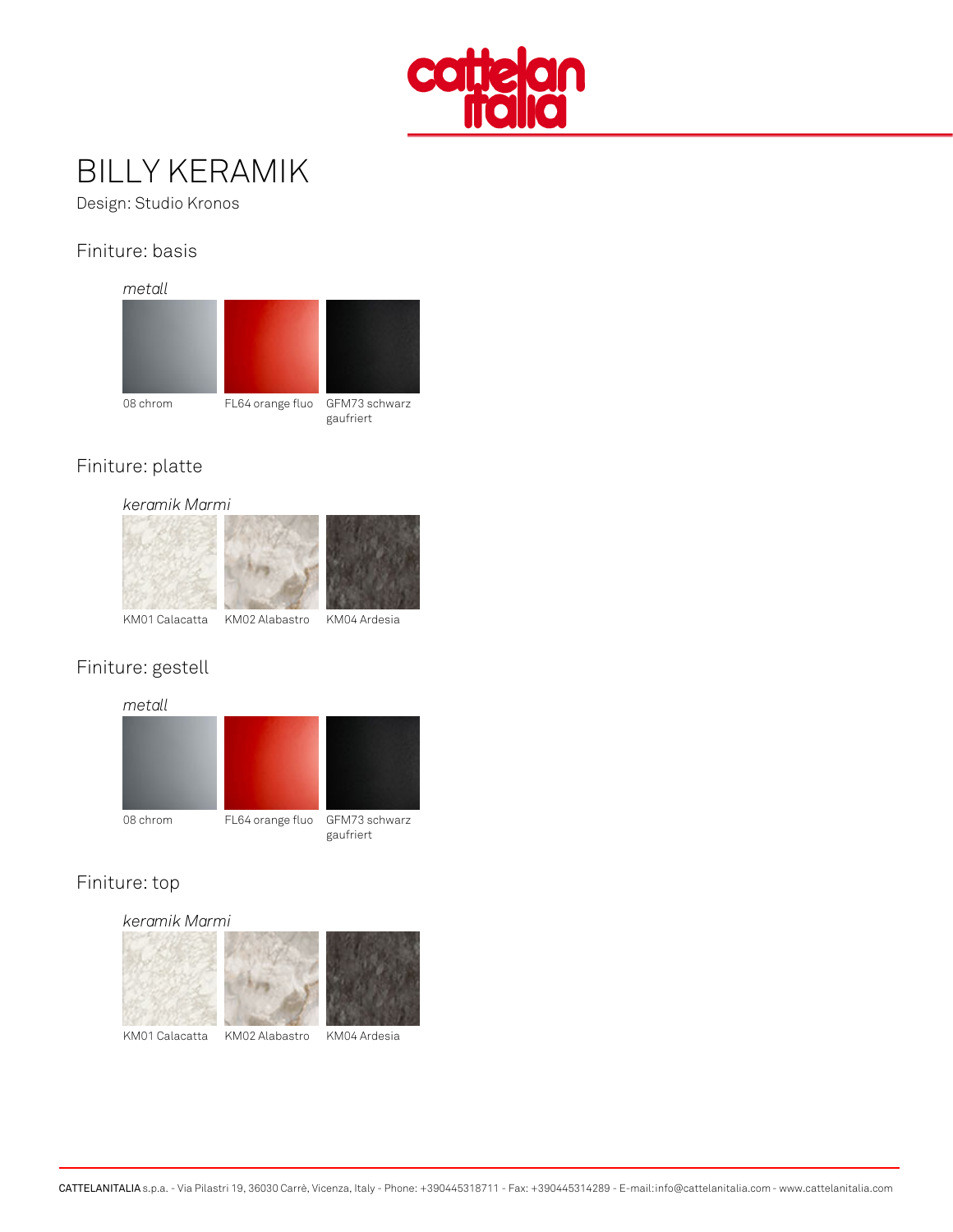# BILLY KERAMIK

Design: Studio Kronos

## Finiture: basis

*metall*

08 chrom | FL64 orange fluo | GFM73 schwarz gaufriert

## Finiture: platte

*keramik Marmi*

KM01 Calacatta | KM02 Alabastro | KM04 Ardesia

## Finiture: gestell

*metall*

08 chrom | FL64 orange fluo | GFM73 schwarz gaufriert

## Finiture: top

*keramik Marmi*

KM01 Calacatta | KM02 Alabastro | KM04 Ardesia

CATTELANITALIA s.p.a. - Via Pilastri 19, 36030 Carrè, Vicenza, Italy - Phone: +390445318711 - Fax: +390445314289 - E-mail:info@cattelanitalia.com - www.cattelanitalia.com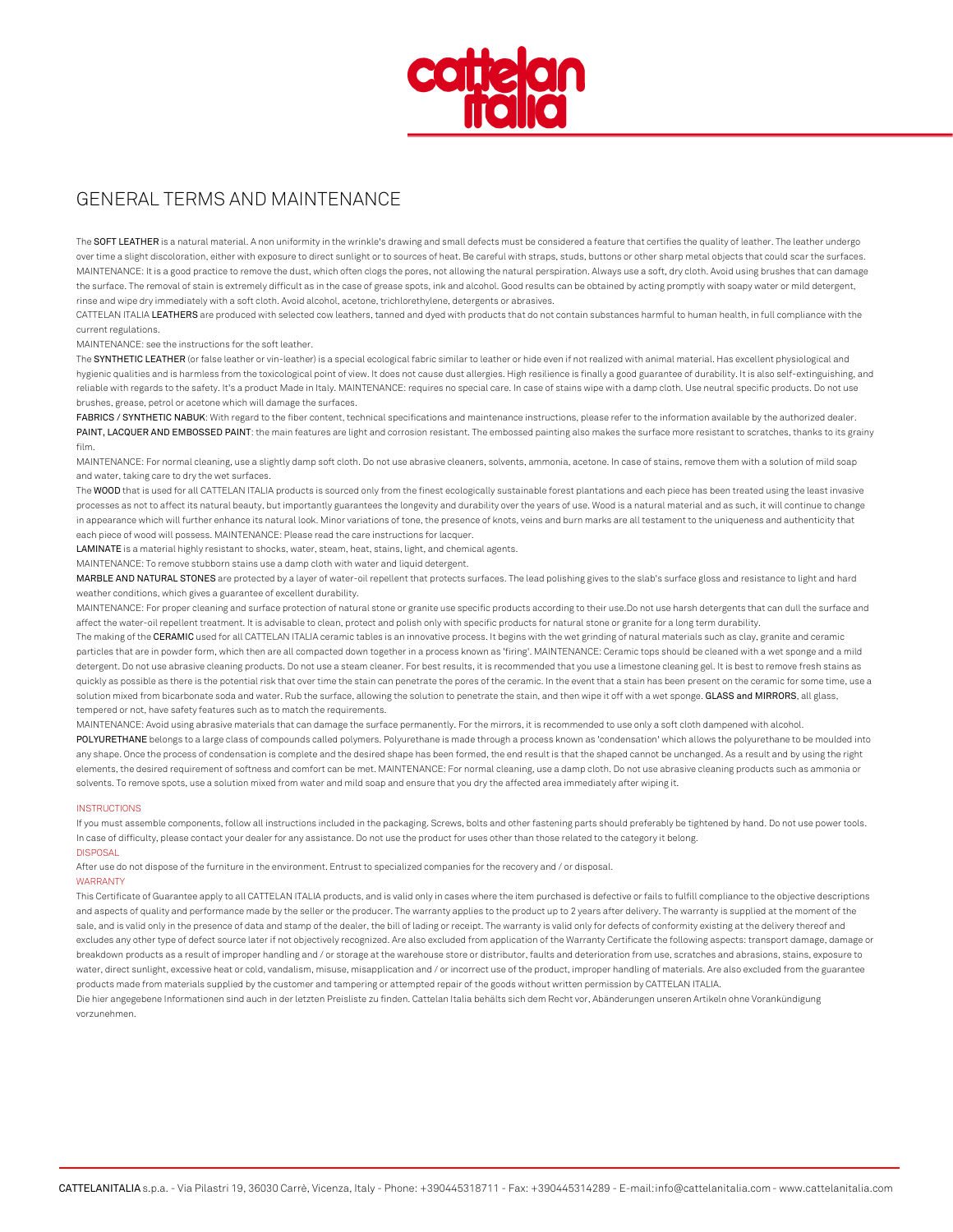# GENERAL TERMS AND MAINTENANCE

The **SOFT LEATHER** is a natural material. A non uniformity in the wrinkle's drawing and small defects must be considered a feature that certifies the quality of leather. The leather undergo over time a slight discoloration, either with exposure to direct sunlight or to sources of heat. Be careful with straps, studs, buttons or other sharp metal objects that could scar the surfaces. MAINTENANCE: It is a good practice to remove the dust, which often clogs the pores, not allowing the natural perspiration. Always use a soft, dry cloth. Avoid using brushes that can damage the surface. The removal of stain is extremely difficult as in the case of grease spots, ink and alcohol. Good results can be obtained by acting promptly with soapy water or mild detergent, rinse and wipe dry immediately with a soft cloth. Avoid alcohol, acetone, trichlorethylene, detergents or abrasives.

CATTELAN ITALIA **LEATHERS** are produced with selected cow leathers, tanned and dyed with products that do not contain substances harmful to human health, in full compliance with the current regulations.

MAINTENANCE: see the instructions for the soft leather.

The **SYNTHETIC LEATHER** (or false leather or vin-leather) is a special ecological fabric similar to leather or hide even if not realized with animal material. Has excellent physiological and hygienic qualities and is harmless from the toxicological point of view. It does not cause dust allergies. High resilience is finally a good guarantee of durability. It is also self-extinguishing, and reliable with regards to the safety. It's a product Made in Italy. MAINTENANCE: requires no special care. In case of stains wipe with a damp cloth. Use neutral specific products. Do not use brushes, grease, petrol or acetone which will damage the surfaces.

**FABRICS / SYNTHETIC NABUK**: With regard to the fiber content, technical specifications and maintenance instructions, please refer to the information available by the authorized dealer.

**PAINT, LACQUER AND EMBOSSED PAINT**: the main features are light and corrosion resistant. The embossed painting also makes the surface more resistant to scratches, thanks to its grainy film.

MAINTENANCE: For normal cleaning, use a slightly damp soft cloth. Do not use abrasive cleaners, solvents, ammonia, acetone. In case of stains, remove them with a solution of mild soap and water, taking care to dry the wet surfaces.

The **WOOD** that is used for all CATTELAN ITALIA products is sourced only from the finest ecologically sustainable forest plantations and each piece has been treated using the least invasive processes as not to affect its natural beauty, but importantly guarantees the longevity and durability over the years of use. Wood is a natural material and as such, it will continue to change in appearance which will further enhance its natural look. Minor variations of tone, the presence of knots, veins and burn marks are all testament to the uniqueness and authenticity that each piece of wood will possess. MAINTENANCE: Please read the care instructions for lacquer.

**LAMINATE** is a material highly resistant to shocks, water, steam, heat, stains, light, and chemical agents.

MAINTENANCE: To remove stubborn stains use a damp cloth with water and liquid detergent.

**MARBLE AND NATURAL STONES** are protected by a layer of water-oil repellent that protects surfaces. The lead polishing gives to the slab's surface gloss and resistance to light and hard weather conditions, which gives a guarantee of excellent durability.

MAINTENANCE: For proper cleaning and surface protection of natural stone or granite use specific products according to their use.Do not use harsh detergents that can dull the surface and affect the water-oil repellent treatment. It is advisable to clean, protect and polish only with specific products for natural stone or granite for a long term durability.

The making of the **CERAMIC** used for all CATTELAN ITALIA ceramic tables is an innovative process. It begins with the wet grinding of natural materials such as clay, granite and ceramic particles that are in powder form, which then are all compacted down together in a process known as 'firing'. MAINTENANCE: Ceramic tops should be cleaned with a wet sponge and a mild detergent. Do not use abrasive cleaning products. Do not use a steam cleaner. For best results, it is recommended that you use a limestone cleaning gel. It is best to remove fresh stains as quickly as possible as there is the potential risk that over time the stain can penetrate the pores of the ceramic. In the event that a stain has been present on the ceramic for some time, use a solution mixed from bicarbonate soda and water. Rub the surface, allowing the solution to penetrate the stain, and then wipe it off with a wet sponge. **GLASS and MIRRORS**, all glass, tempered or not, have safety features such as to match the requirements.

MAINTENANCE: Avoid using abrasive materials that can damage the surface permanently. For the mirrors, it is recommended to use only a soft cloth dampened with alcohol.

**POLYURETHANE** belongs to a large class of compounds called polymers. Polyurethane is made through a process known as 'condensation' which allows the polyurethane to be moulded into any shape. Once the process of condensation is complete and the desired shape has been formed, the end result is that the shaped cannot be unchanged. As a result and by using the right elements, the desired requirement of softness and comfort can be met. MAINTENANCE: For normal cleaning, use a damp cloth. Do not use abrasive cleaning products such as ammonia or solvents. To remove spots, use a solution mixed from water and mild soap and ensure that you dry the affected area immediately after wiping it.

## INSTRUCTIONS

If you must assemble components, follow all instructions included in the packaging. Screws, bolts and other fastening parts should preferably be tightened by hand. Do not use power tools. In case of difficulty, please contact your dealer for any assistance. Do not use the product for uses other than those related to the category it belong.

## DISPOSAL

After use do not dispose of the furniture in the environment. Entrust to specialized companies for the recovery and / or disposal.

## WARRANTY

This Certificate of Guarantee apply to all CATTELAN ITALIA products, and is valid only in cases where the item purchased is defective or fails to fulfill compliance to the objective descriptions and aspects of quality and performance made by the seller or the producer. The warranty applies to the product up to 2 years after delivery. The warranty is supplied at the moment of the sale, and is valid only in the presence of data and stamp of the dealer, the bill of lading or receipt. The warranty is valid only for defects of conformity existing at the delivery thereof and excludes any other type of defect source later if not objectively recognized. Are also excluded from application of the Warranty Certificate the following aspects: transport damage, damage or breakdown products as a result of improper handling and / or storage at the warehouse store or distributor, faults and deterioration from use, scratches and abrasions, stains, exposure to water, direct sunlight, excessive heat or cold, vandalism, misuse, misapplication and / or incorrect use of the product, improper handling of materials. Are also excluded from the guarantee products made from materials supplied by the customer and tampering or attempted repair of the goods without written permission by CATTELAN ITALIA.

Die hier angegebene Informationen sind auch in der letzten Preisliste zu finden. Cattelan Italia behälts sich dem Recht vor, Abänderungen unseren Artikeln ohne Vorankündigung vorzunehmen.

**CATTELANITALIA** s.p.a. - Via Pilastri 19, 36030 Carrè, Vicenza, Italy - Phone: +390445318711 - Fax: +390445314289 - E-mail:info@cattelanitalia.com - www.cattelanitalia.com